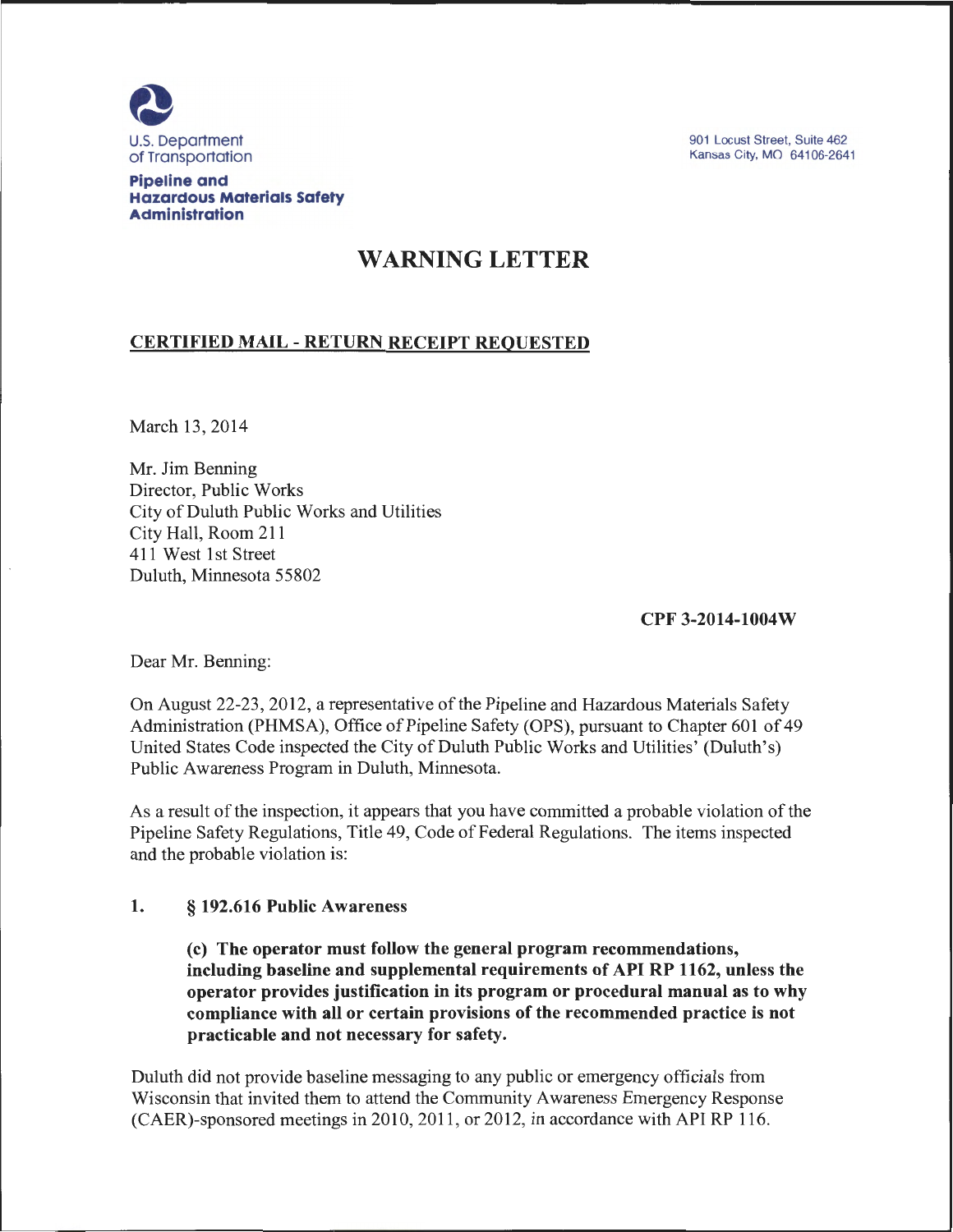U.S. Department of Transportation

**Pipeline and Hazardous Materials Safety Administration**

901 Locust Street, Suite 462
Kansas City, MO 64106-2641

# WARNING LETTER

**CERTIFIED MAIL - RETURN RECEIPT REQUESTED**

March 13, 2014

Mr. Jim Benning
Director, Public Works
City of Duluth Public Works and Utilities
City Hall, Room 211
411 West 1st Street
Duluth, Minnesota 55802

**CPF 3-2014-1004W**

Dear Mr. Benning:

On August 22-23, 2012, a representative of the Pipeline and Hazardous Materials Safety Administration (PHMSA), Office of Pipeline Safety (OPS), pursuant to Chapter 601 of 49 United States Code inspected the City of Duluth Public Works and Utilities' (Duluth's) Public Awareness Program in Duluth, Minnesota.

As a result of the inspection, it appears that you have committed a probable violation of the Pipeline Safety Regulations, Title 49, Code of Federal Regulations. The items inspected and the probable violation is:

1. **§ 192.616 Public Awareness**

   **(c) The operator must follow the general program recommendations, including baseline and supplemental requirements of API RP 1162, unless the operator provides justification in its program or procedural manual as to why compliance with all or certain provisions of the recommended practice is not practicable and not necessary for safety.**

Duluth did not provide baseline messaging to any public or emergency officials from Wisconsin that invited them to attend the Community Awareness Emergency Response (CAER)-sponsored meetings in 2010, 2011, or 2012, in accordance with API RP 116.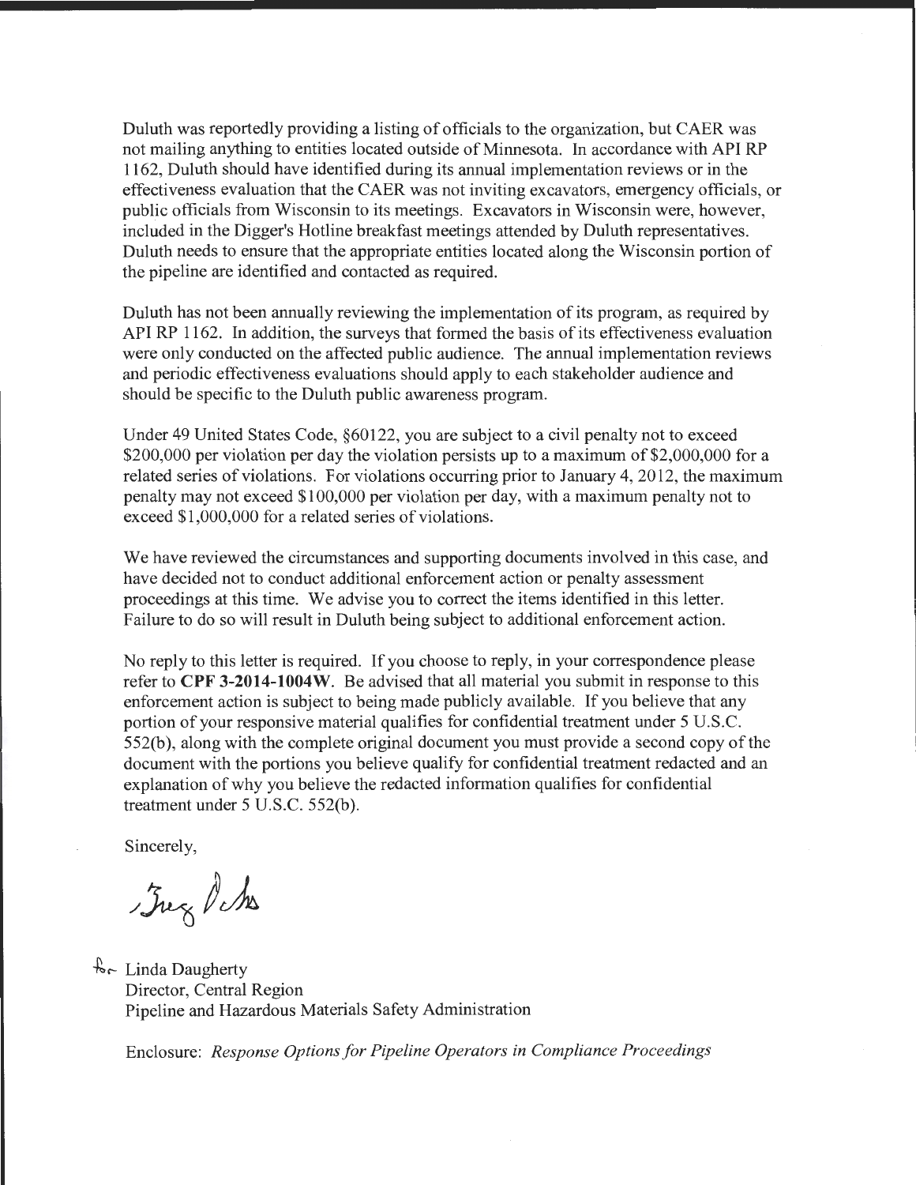Duluth was reportedly providing a listing of officials to the organization, but CAER was not mailing anything to entities located outside of Minnesota. In accordance with API RP 1162, Duluth should have identified during its annual implementation reviews or in the effectiveness evaluation that the CAER was not inviting excavators, emergency officials, or public officials from Wisconsin to its meetings. Excavators in Wisconsin were, however, included in the Digger's Hotline breakfast meetings attended by Duluth representatives. Duluth needs to ensure that the appropriate entities located along the Wisconsin portion of the pipeline are identified and contacted as required.

Duluth has not been annually reviewing the implementation of its program, as required by API RP 1162. In addition, the surveys that formed the basis of its effectiveness evaluation were only conducted on the affected public audience. The annual implementation reviews and periodic effectiveness evaluations should apply to each stakeholder audience and should be specific to the Duluth public awareness program.

Under 49 United States Code, §60122, you are subject to a civil penalty not to exceed $200,000 per violation per day the violation persists up to a maximum of $2,000,000 for a related series of violations. For violations occurring prior to January 4, 2012, the maximum penalty may not exceed $100,000 per violation per day, with a maximum penalty not to exceed $1,000,000 for a related series of violations.

We have reviewed the circumstances and supporting documents involved in this case, and have decided not to conduct additional enforcement action or penalty assessment proceedings at this time. We advise you to correct the items identified in this letter. Failure to do so will result in Duluth being subject to additional enforcement action.

No reply to this letter is required. If you choose to reply, in your correspondence please refer to **CPF 3-2014-1004W**. Be advised that all material you submit in response to this enforcement action is subject to being made publicly available. If you believe that any portion of your responsive material qualifies for confidential treatment under 5 U.S.C. 552(b), along with the complete original document you must provide a second copy of the document with the portions you believe qualify for confidential treatment redacted and an explanation of why you believe the redacted information qualifies for confidential treatment under 5 U.S.C. 552(b).

Sincerely,

for Linda Daugherty
Director, Central Region
Pipeline and Hazardous Materials Safety Administration

Enclosure: *Response Options for Pipeline Operators in Compliance Proceedings*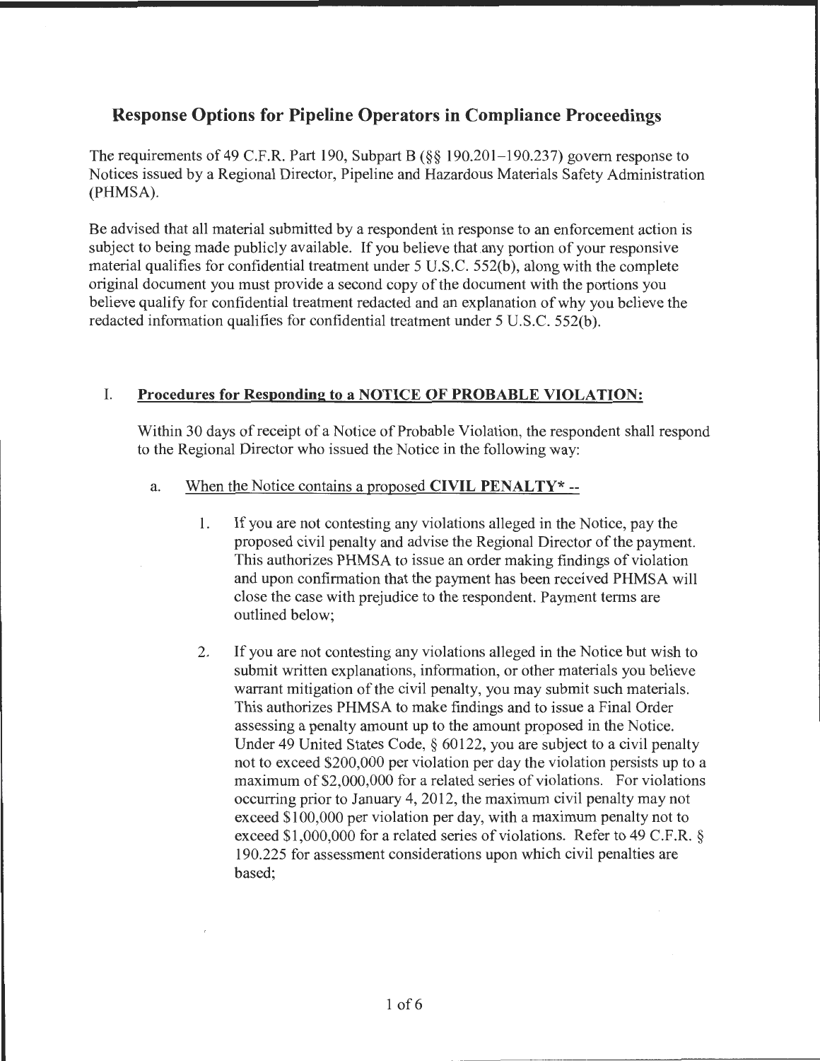# Response Options for Pipeline Operators in Compliance Proceedings

The requirements of 49 C.F.R. Part 190, Subpart B (§§ 190.201–190.237) govern response to Notices issued by a Regional Director, Pipeline and Hazardous Materials Safety Administration (PHMSA).

Be advised that all material submitted by a respondent in response to an enforcement action is subject to being made publicly available. If you believe that any portion of your responsive material qualifies for confidential treatment under 5 U.S.C. 552(b), along with the complete original document you must provide a second copy of the document with the portions you believe qualify for confidential treatment redacted and an explanation of why you believe the redacted information qualifies for confidential treatment under 5 U.S.C. 552(b).

## I. Procedures for Responding to a NOTICE OF PROBABLE VIOLATION:

Within 30 days of receipt of a Notice of Probable Violation, the respondent shall respond to the Regional Director who issued the Notice in the following way:

a. When the Notice contains a proposed **CIVIL PENALTY*** --

1. If you are not contesting any violations alleged in the Notice, pay the proposed civil penalty and advise the Regional Director of the payment. This authorizes PHMSA to issue an order making findings of violation and upon confirmation that the payment has been received PHMSA will close the case with prejudice to the respondent. Payment terms are outlined below;

2. If you are not contesting any violations alleged in the Notice but wish to submit written explanations, information, or other materials you believe warrant mitigation of the civil penalty, you may submit such materials. This authorizes PHMSA to make findings and to issue a Final Order assessing a penalty amount up to the amount proposed in the Notice. Under 49 United States Code, § 60122, you are subject to a civil penalty not to exceed $200,000 per violation per day the violation persists up to a maximum of $2,000,000 for a related series of violations. For violations occurring prior to January 4, 2012, the maximum civil penalty may not exceed $100,000 per violation per day, with a maximum penalty not to exceed $1,000,000 for a related series of violations. Refer to 49 C.F.R. § 190.225 for assessment considerations upon which civil penalties are based;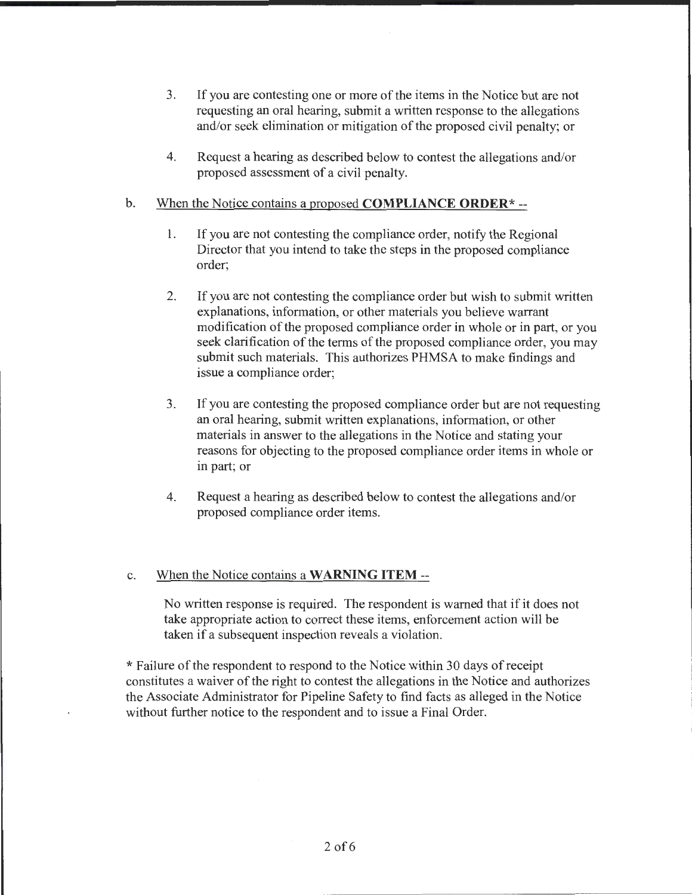3. If you are contesting one or more of the items in the Notice but are not requesting an oral hearing, submit a written response to the allegations and/or seek elimination or mitigation of the proposed civil penalty; or

4. Request a hearing as described below to contest the allegations and/or proposed assessment of a civil penalty.

b. <u>When the Notice contains a proposed **COMPLIANCE ORDER*** --</u>

1. If you are not contesting the compliance order, notify the Regional Director that you intend to take the steps in the proposed compliance order;

2. If you are not contesting the compliance order but wish to submit written explanations, information, or other materials you believe warrant modification of the proposed compliance order in whole or in part, or you seek clarification of the terms of the proposed compliance order, you may submit such materials. This authorizes PHMSA to make findings and issue a compliance order;

3. If you are contesting the proposed compliance order but are not requesting an oral hearing, submit written explanations, information, or other materials in answer to the allegations in the Notice and stating your reasons for objecting to the proposed compliance order items in whole or in part; or

4. Request a hearing as described below to contest the allegations and/or proposed compliance order items.

c. <u>When the Notice contains a **WARNING ITEM** --</u>

No written response is required. The respondent is warned that if it does not take appropriate action to correct these items, enforcement action will be taken if a subsequent inspection reveals a violation.

* Failure of the respondent to respond to the Notice within 30 days of receipt constitutes a waiver of the right to contest the allegations in the Notice and authorizes the Associate Administrator for Pipeline Safety to find facts as alleged in the Notice without further notice to the respondent and to issue a Final Order.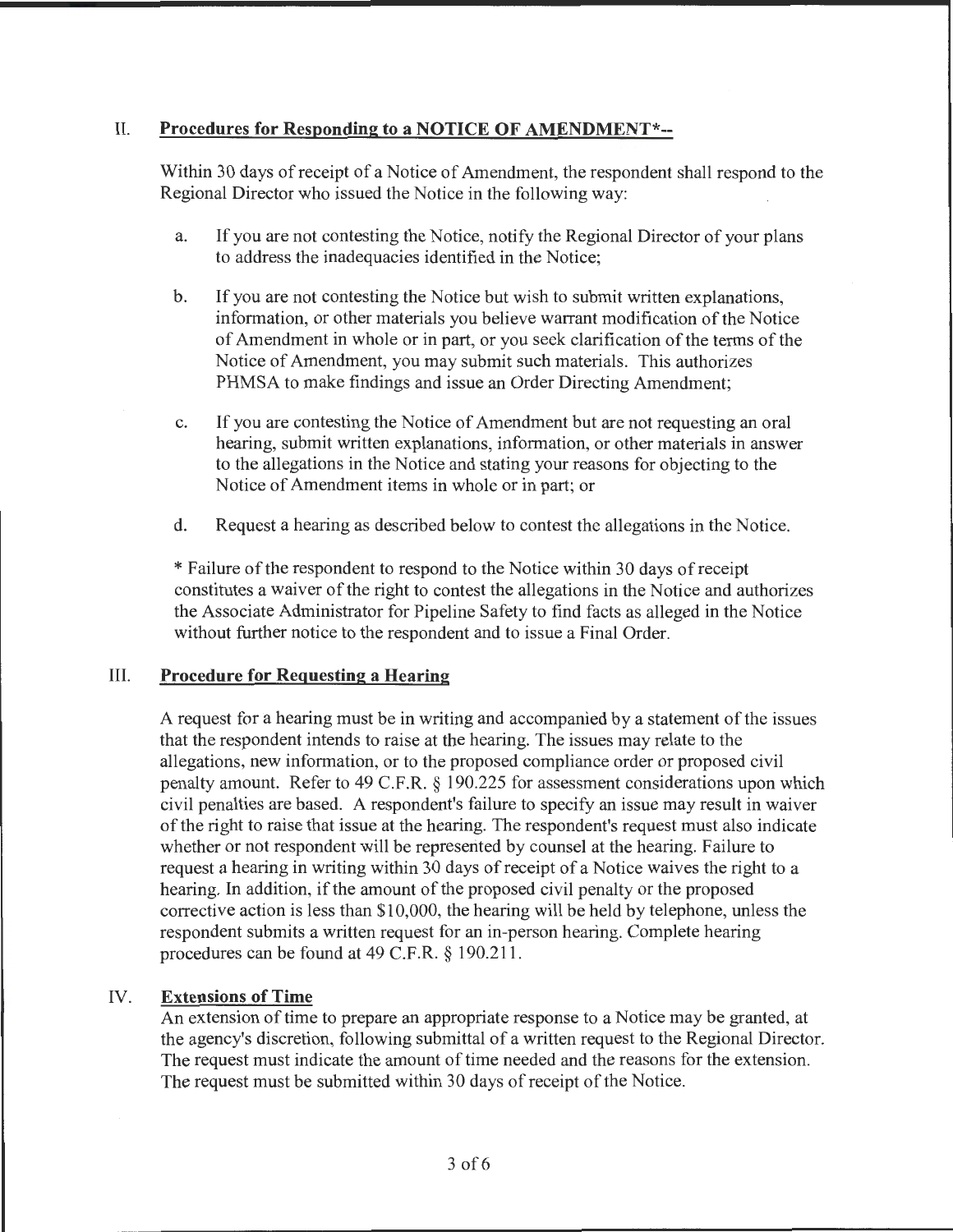## II. **Procedures for Responding to a NOTICE OF AMENDMENT*--**

Within 30 days of receipt of a Notice of Amendment, the respondent shall respond to the Regional Director who issued the Notice in the following way:

a. If you are not contesting the Notice, notify the Regional Director of your plans to address the inadequacies identified in the Notice;

b. If you are not contesting the Notice but wish to submit written explanations, information, or other materials you believe warrant modification of the Notice of Amendment in whole or in part, or you seek clarification of the terms of the Notice of Amendment, you may submit such materials. This authorizes PHMSA to make findings and issue an Order Directing Amendment;

c. If you are contesting the Notice of Amendment but are not requesting an oral hearing, submit written explanations, information, or other materials in answer to the allegations in the Notice and stating your reasons for objecting to the Notice of Amendment items in whole or in part; or

d. Request a hearing as described below to contest the allegations in the Notice.

\* Failure of the respondent to respond to the Notice within 30 days of receipt constitutes a waiver of the right to contest the allegations in the Notice and authorizes the Associate Administrator for Pipeline Safety to find facts as alleged in the Notice without further notice to the respondent and to issue a Final Order.

## III. **Procedure for Requesting a Hearing**

A request for a hearing must be in writing and accompanied by a statement of the issues that the respondent intends to raise at the hearing. The issues may relate to the allegations, new information, or to the proposed compliance order or proposed civil penalty amount. Refer to 49 C.F.R. § 190.225 for assessment considerations upon which civil penalties are based. A respondent's failure to specify an issue may result in waiver of the right to raise that issue at the hearing. The respondent's request must also indicate whether or not respondent will be represented by counsel at the hearing. Failure to request a hearing in writing within 30 days of receipt of a Notice waives the right to a hearing. In addition, if the amount of the proposed civil penalty or the proposed corrective action is less than $10,000, the hearing will be held by telephone, unless the respondent submits a written request for an in-person hearing. Complete hearing procedures can be found at 49 C.F.R. § 190.211.

## IV. **Extensions of Time**

An extension of time to prepare an appropriate response to a Notice may be granted, at the agency's discretion, following submittal of a written request to the Regional Director. The request must indicate the amount of time needed and the reasons for the extension. The request must be submitted within 30 days of receipt of the Notice.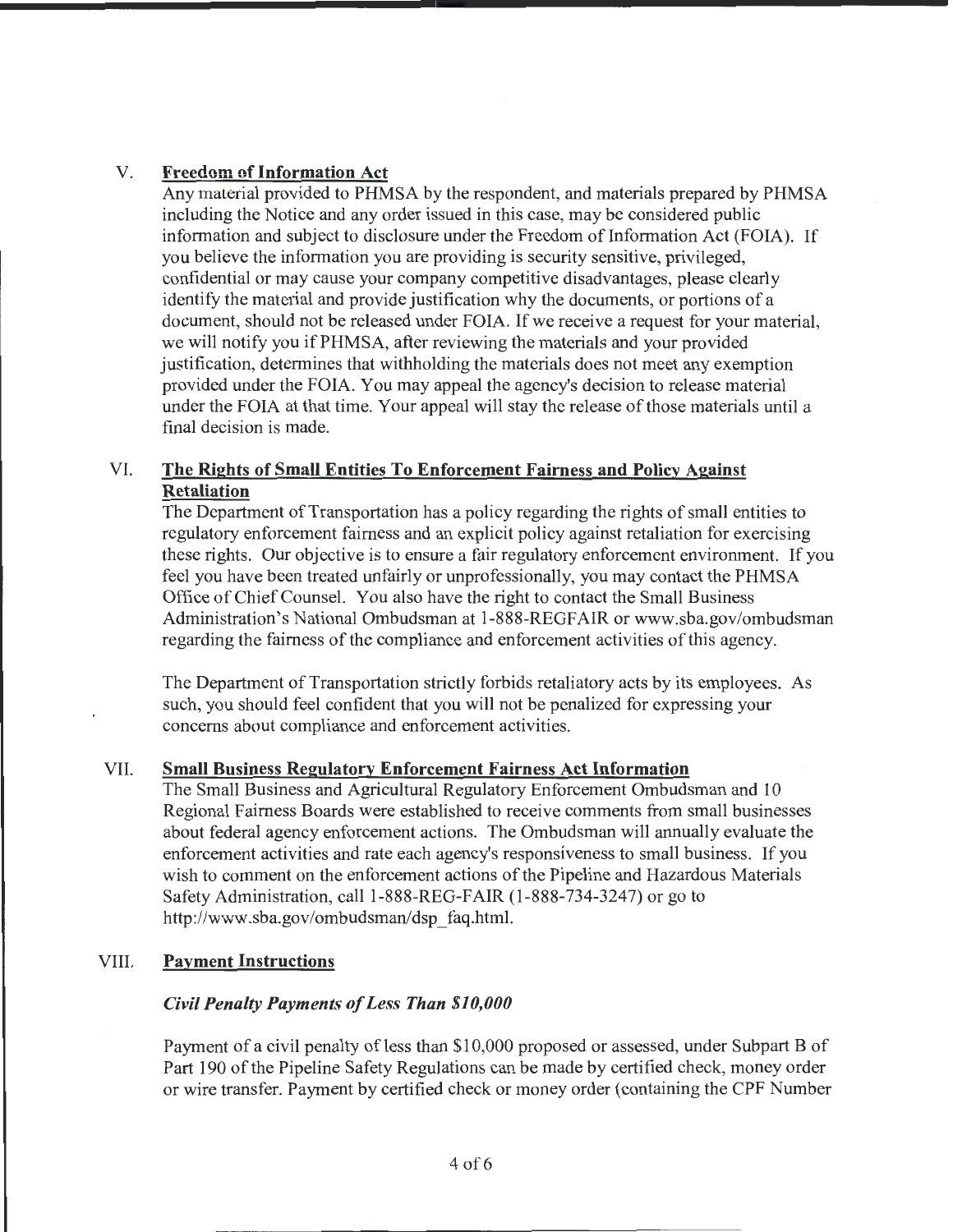## V. Freedom of Information Act

Any material provided to PHMSA by the respondent, and materials prepared by PHMSA including the Notice and any order issued in this case, may be considered public information and subject to disclosure under the Freedom of Information Act (FOIA). If you believe the information you are providing is security sensitive, privileged, confidential or may cause your company competitive disadvantages, please clearly identify the material and provide justification why the documents, or portions of a document, should not be released under FOIA. If we receive a request for your material, we will notify you if PHMSA, after reviewing the materials and your provided justification, determines that withholding the materials does not meet any exemption provided under the FOIA. You may appeal the agency's decision to release material under the FOIA at that time. Your appeal will stay the release of those materials until a final decision is made.

## VI. The Rights of Small Entities To Enforcement Fairness and Policy Against Retaliation

The Department of Transportation has a policy regarding the rights of small entities to regulatory enforcement fairness and an explicit policy against retaliation for exercising these rights. Our objective is to ensure a fair regulatory enforcement environment. If you feel you have been treated unfairly or unprofessionally, you may contact the PHMSA Office of Chief Counsel. You also have the right to contact the Small Business Administration's National Ombudsman at 1-888-REGFAIR or www.sba.gov/ombudsman regarding the fairness of the compliance and enforcement activities of this agency.

The Department of Transportation strictly forbids retaliatory acts by its employees. As such, you should feel confident that you will not be penalized for expressing your concerns about compliance and enforcement activities.

## VII. Small Business Regulatory Enforcement Fairness Act Information

The Small Business and Agricultural Regulatory Enforcement Ombudsman and 10 Regional Fairness Boards were established to receive comments from small businesses about federal agency enforcement actions. The Ombudsman will annually evaluate the enforcement activities and rate each agency's responsiveness to small business. If you wish to comment on the enforcement actions of the Pipeline and Hazardous Materials Safety Administration, call 1-888-REG-FAIR (1-888-734-3247) or go to http://www.sba.gov/ombudsman/dsp_faq.html.

## VIII. Payment Instructions

***Civil Penalty Payments of Less Than $10,000***

Payment of a civil penalty of less than $10,000 proposed or assessed, under Subpart B of Part 190 of the Pipeline Safety Regulations can be made by certified check, money order or wire transfer. Payment by certified check or money order (containing the CPF Number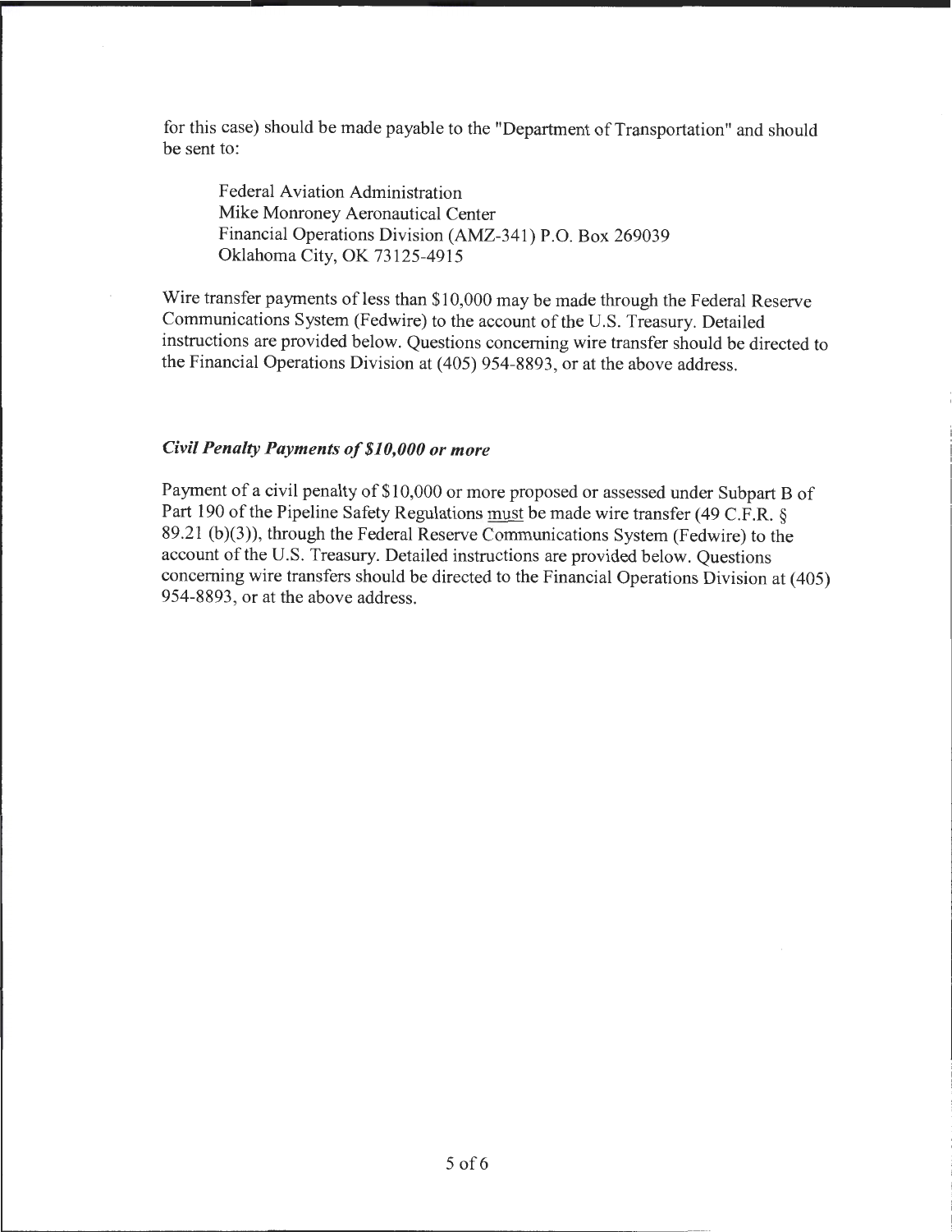for this case) should be made payable to the "Department of Transportation" and should be sent to:

Federal Aviation Administration  
Mike Monroney Aeronautical Center  
Financial Operations Division (AMZ-341) P.O. Box 269039  
Oklahoma City, OK 73125-4915

Wire transfer payments of less than $10,000 may be made through the Federal Reserve Communications System (Fedwire) to the account of the U.S. Treasury. Detailed instructions are provided below. Questions concerning wire transfer should be directed to the Financial Operations Division at (405) 954-8893, or at the above address.

### *Civil Penalty Payments of $10,000 or more*

Payment of a civil penalty of $10,000 or more proposed or assessed under Subpart B of Part 190 of the Pipeline Safety Regulations must be made wire transfer (49 C.F.R. § 89.21 (b)(3)), through the Federal Reserve Communications System (Fedwire) to the account of the U.S. Treasury. Detailed instructions are provided below. Questions concerning wire transfers should be directed to the Financial Operations Division at (405) 954-8893, or at the above address.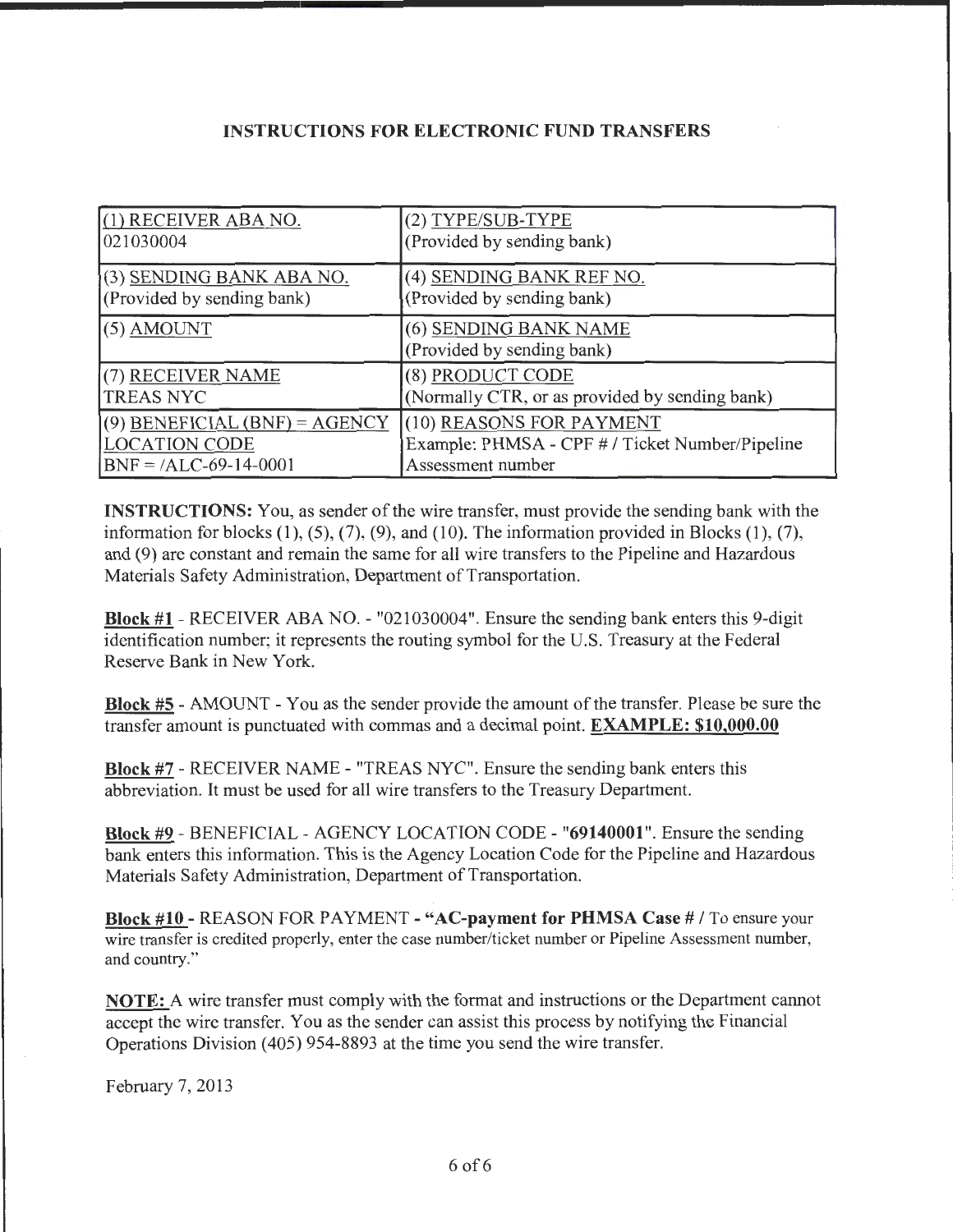## INSTRUCTIONS FOR ELECTRONIC FUND TRANSFERS

| | |
|---|---|
| (1) RECEIVER ABA NO.<br>021030004 | (2) TYPE/SUB-TYPE<br>(Provided by sending bank) |
| (3) SENDING BANK ABA NO.<br>(Provided by sending bank) | (4) SENDING BANK REF NO.<br>(Provided by sending bank) |
| (5) AMOUNT | (6) SENDING BANK NAME<br>(Provided by sending bank) |
| (7) RECEIVER NAME<br>TREAS NYC | (8) PRODUCT CODE<br>(Normally CTR, or as provided by sending bank) |
| (9) BENEFICIAL (BNF) = AGENCY LOCATION CODE<br>BNF = /ALC-69-14-0001 | (10) REASONS FOR PAYMENT<br>Example: PHMSA - CPF # / Ticket Number/Pipeline Assessment number |

**INSTRUCTIONS:** You, as sender of the wire transfer, must provide the sending bank with the information for blocks (1), (5), (7), (9), and (10). The information provided in Blocks (1), (7), and (9) are constant and remain the same for all wire transfers to the Pipeline and Hazardous Materials Safety Administration, Department of Transportation.

**Block #1** - RECEIVER ABA NO. - "021030004". Ensure the sending bank enters this 9-digit identification number; it represents the routing symbol for the U.S. Treasury at the Federal Reserve Bank in New York.

**Block #5** - AMOUNT - You as the sender provide the amount of the transfer. Please be sure the transfer amount is punctuated with commas and a decimal point. **EXAMPLE: $10,000.00**

**Block #7** - RECEIVER NAME - "TREAS NYC". Ensure the sending bank enters this abbreviation. It must be used for all wire transfers to the Treasury Department.

**Block #9** - BENEFICIAL - AGENCY LOCATION CODE - "**69140001**". Ensure the sending bank enters this information. This is the Agency Location Code for the Pipeline and Hazardous Materials Safety Administration, Department of Transportation.

**Block #10** - REASON FOR PAYMENT - **"AC-payment for PHMSA Case #** / To ensure your wire transfer is credited properly, enter the case number/ticket number or Pipeline Assessment number, and country."

**NOTE:** A wire transfer must comply with the format and instructions or the Department cannot accept the wire transfer. You as the sender can assist this process by notifying the Financial Operations Division (405) 954-8893 at the time you send the wire transfer.

February 7, 2013